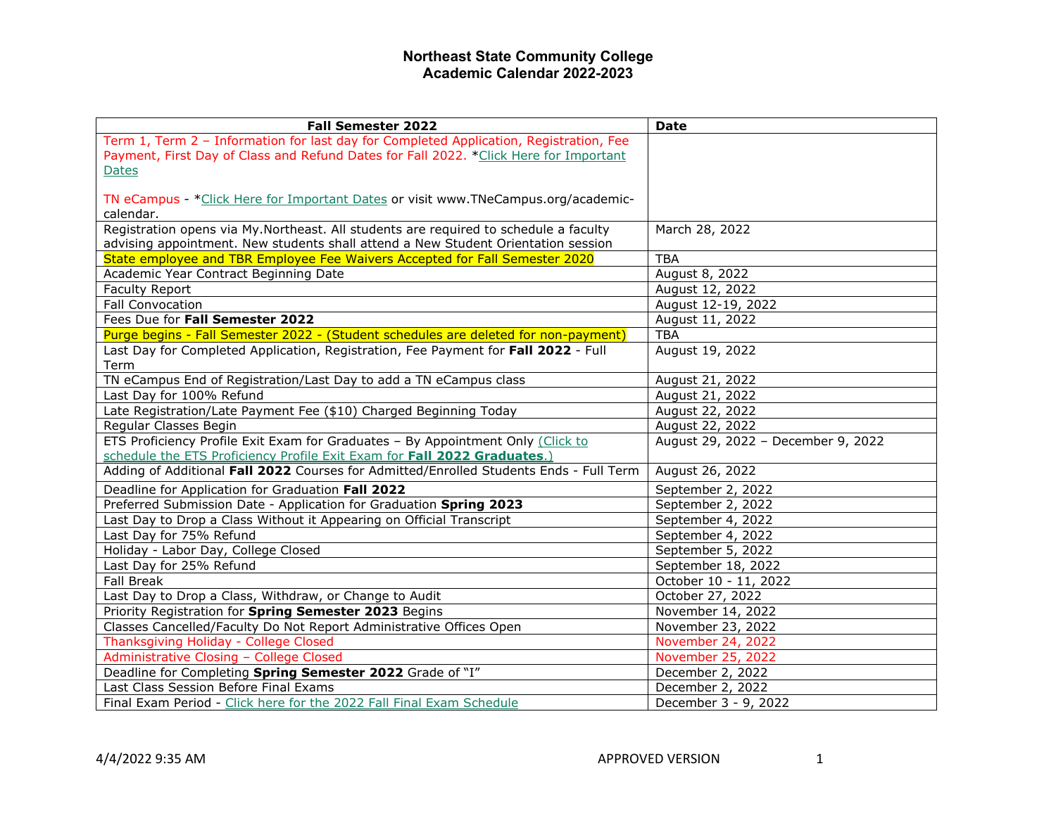# Northeast State Community College
## Academic Calendar 2022-2023

| Fall Semester 2022 | Date |
|---|---|
| Term 1, Term 2 – Information for last day for Completed Application, Registration, Fee Payment, First Day of Class and Refund Dates for Fall 2022. *Click Here for Important Dates<br><br>TN eCampus - *Click Here for Important Dates or visit www.TNeCampus.org/academic-calendar. | |
| Registration opens via My.Northeast. All students are required to schedule a faculty advising appointment. New students shall attend a New Student Orientation session | March 28, 2022 |
| State employee and TBR Employee Fee Waivers Accepted for Fall Semester 2020 | TBA |
| Academic Year Contract Beginning Date | August 8, 2022 |
| Faculty Report | August 12, 2022 |
| Fall Convocation | August 12-19, 2022 |
| Fees Due for **Fall Semester 2022** | August 11, 2022 |
| Purge begins - Fall Semester 2022 - (Student schedules are deleted for non-payment) | TBA |
| Last Day for Completed Application, Registration, Fee Payment for **Fall 2022** - Full Term | August 19, 2022 |
| TN eCampus End of Registration/Last Day to add a TN eCampus class | August 21, 2022 |
| Last Day for 100% Refund | August 21, 2022 |
| Late Registration/Late Payment Fee ($10) Charged Beginning Today | August 22, 2022 |
| Regular Classes Begin | August 22, 2022 |
| ETS Proficiency Profile Exit Exam for Graduates – By Appointment Only (Click to schedule the ETS Proficiency Profile Exit Exam for **Fall 2022 Graduates**.) | August 29, 2022 – December 9, 2022 |
| Adding of Additional **Fall 2022** Courses for Admitted/Enrolled Students Ends - Full Term | August 26, 2022 |
| Deadline for Application for Graduation **Fall 2022** | September 2, 2022 |
| Preferred Submission Date - Application for Graduation **Spring 2023** | September 2, 2022 |
| Last Day to Drop a Class Without it Appearing on Official Transcript | September 4, 2022 |
| Last Day for 75% Refund | September 4, 2022 |
| Holiday - Labor Day, College Closed | September 5, 2022 |
| Last Day for 25% Refund | September 18, 2022 |
| Fall Break | October 10 - 11, 2022 |
| Last Day to Drop a Class, Withdraw, or Change to Audit | October 27, 2022 |
| Priority Registration for **Spring Semester 2023** Begins | November 14, 2022 |
| Classes Cancelled/Faculty Do Not Report Administrative Offices Open | November 23, 2022 |
| Thanksgiving Holiday - College Closed | November 24, 2022 |
| Administrative Closing – College Closed | November 25, 2022 |
| Deadline for Completing **Spring Semester 2022** Grade of "I" | December 2, 2022 |
| Last Class Session Before Final Exams | December 2, 2022 |
| Final Exam Period - Click here for the 2022 Fall Final Exam Schedule | December 3 - 9, 2022 |

4/4/2022 9:35 AM APPROVED VERSION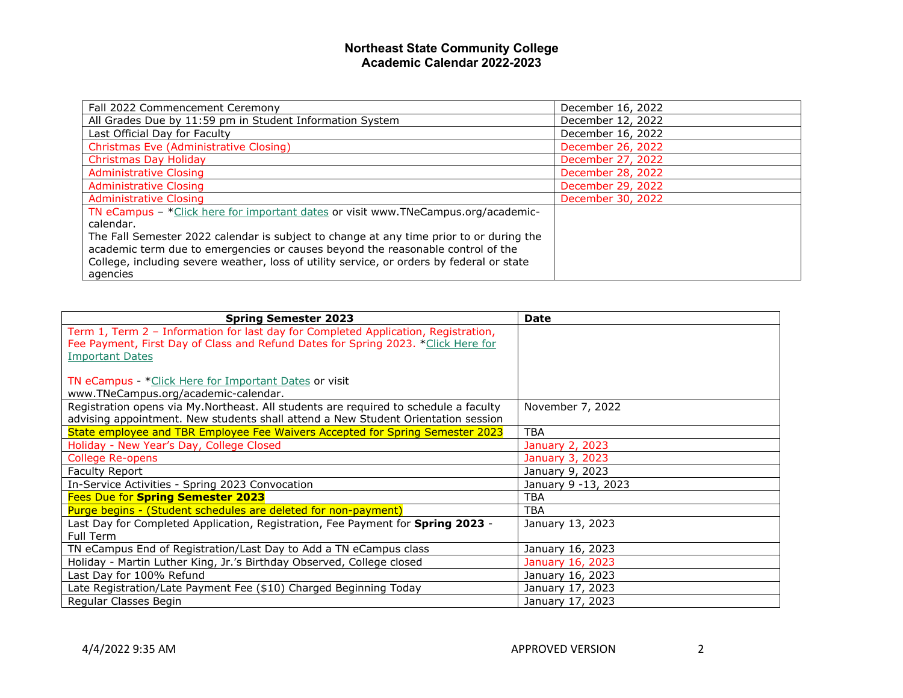# Northeast State Community College
## Academic Calendar 2022-2023

| | |
|---|---|
| Fall 2022 Commencement Ceremony | December 16, 2022 |
| All Grades Due by 11:59 pm in Student Information System | December 12, 2022 |
| Last Official Day for Faculty | December 16, 2022 |
| Christmas Eve (Administrative Closing) | December 26, 2022 |
| Christmas Day Holiday | December 27, 2022 |
| Administrative Closing | December 28, 2022 |
| Administrative Closing | December 29, 2022 |
| Administrative Closing | December 30, 2022 |
| TN eCampus – *Click here for important dates or visit www.TNeCampus.org/academic-calendar. The Fall Semester 2022 calendar is subject to change at any time prior to or during the academic term due to emergencies or causes beyond the reasonable control of the College, including severe weather, loss of utility service, or orders by federal or state agencies | |

| **Spring Semester 2023** | **Date** |
|---|---|
| Term 1, Term 2 – Information for last day for Completed Application, Registration, Fee Payment, First Day of Class and Refund Dates for Spring 2023. *Click Here for Important Dates<br><br>TN eCampus - *Click Here for Important Dates or visit www.TNeCampus.org/academic-calendar. | |
| Registration opens via My.Northeast. All students are required to schedule a faculty advising appointment. New students shall attend a New Student Orientation session | November 7, 2022 |
| State employee and TBR Employee Fee Waivers Accepted for Spring Semester 2023 | TBA |
| Holiday - New Year's Day, College Closed | January 2, 2023 |
| College Re-opens | January 3, 2023 |
| Faculty Report | January 9, 2023 |
| In-Service Activities - Spring 2023 Convocation | January 9 -13, 2023 |
| Fees Due for **Spring Semester 2023** | TBA |
| Purge begins - (Student schedules are deleted for non-payment) | TBA |
| Last Day for Completed Application, Registration, Fee Payment for **Spring 2023** - Full Term | January 13, 2023 |
| TN eCampus End of Registration/Last Day to Add a TN eCampus class | January 16, 2023 |
| Holiday - Martin Luther King, Jr.'s Birthday Observed, College closed | January 16, 2023 |
| Last Day for 100% Refund | January 16, 2023 |
| Late Registration/Late Payment Fee ($10) Charged Beginning Today | January 17, 2023 |
| Regular Classes Begin | January 17, 2023 |

4/4/2022 9:35 AM APPROVED VERSION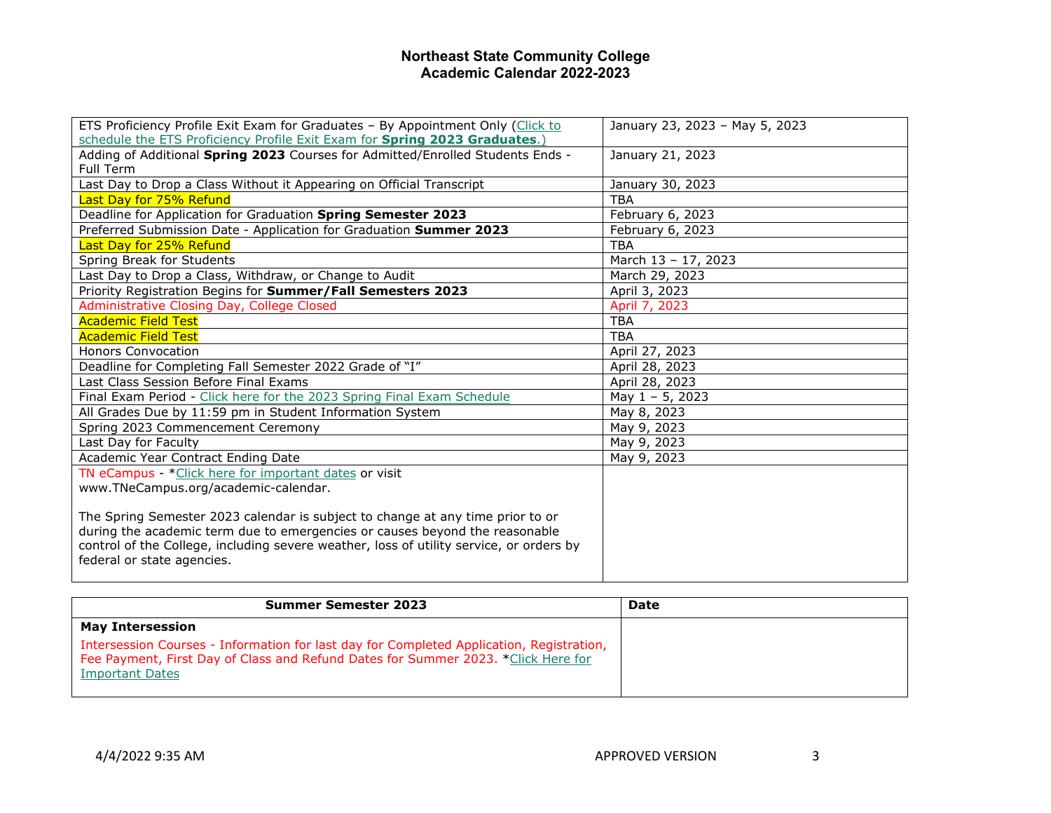# Northeast State Community College
## Academic Calendar 2022-2023

| | |
|---|---|
| ETS Proficiency Profile Exit Exam for Graduates – By Appointment Only (Click to schedule the ETS Proficiency Profile Exit Exam for **Spring 2023 Graduates**.) | January 23, 2023 – May 5, 2023 |
| Adding of Additional **Spring 2023** Courses for Admitted/Enrolled Students Ends - Full Term | January 21, 2023 |
| Last Day to Drop a Class Without it Appearing on Official Transcript | January 30, 2023 |
| Last Day for 75% Refund | TBA |
| Deadline for Application for Graduation **Spring Semester 2023** | February 6, 2023 |
| Preferred Submission Date - Application for Graduation **Summer 2023** | February 6, 2023 |
| Last Day for 25% Refund | TBA |
| Spring Break for Students | March 13 – 17, 2023 |
| Last Day to Drop a Class, Withdraw, or Change to Audit | March 29, 2023 |
| Priority Registration Begins for **Summer/Fall Semesters 2023** | April 3, 2023 |
| Administrative Closing Day, College Closed | April 7, 2023 |
| Academic Field Test | TBA |
| Academic Field Test | TBA |
| Honors Convocation | April 27, 2023 |
| Deadline for Completing Fall Semester 2022 Grade of "I" | April 28, 2023 |
| Last Class Session Before Final Exams | April 28, 2023 |
| Final Exam Period - Click here for the 2023 Spring Final Exam Schedule | May 1 – 5, 2023 |
| All Grades Due by 11:59 pm in Student Information System | May 8, 2023 |
| Spring 2023 Commencement Ceremony | May 9, 2023 |
| Last Day for Faculty | May 9, 2023 |
| Academic Year Contract Ending Date | May 9, 2023 |
| TN eCampus - *Click here for important dates or visit www.TNeCampus.org/academic-calendar.<br><br>The Spring Semester 2023 calendar is subject to change at any time prior to or during the academic term due to emergencies or causes beyond the reasonable control of the College, including severe weather, loss of utility service, or orders by federal or state agencies. | |

| Summer Semester 2023 | Date |
|---|---|
| **May Intersession**<br>Intersession Courses - Information for last day for Completed Application, Registration, Fee Payment, First Day of Class and Refund Dates for Summer 2023. *Click Here for Important Dates | |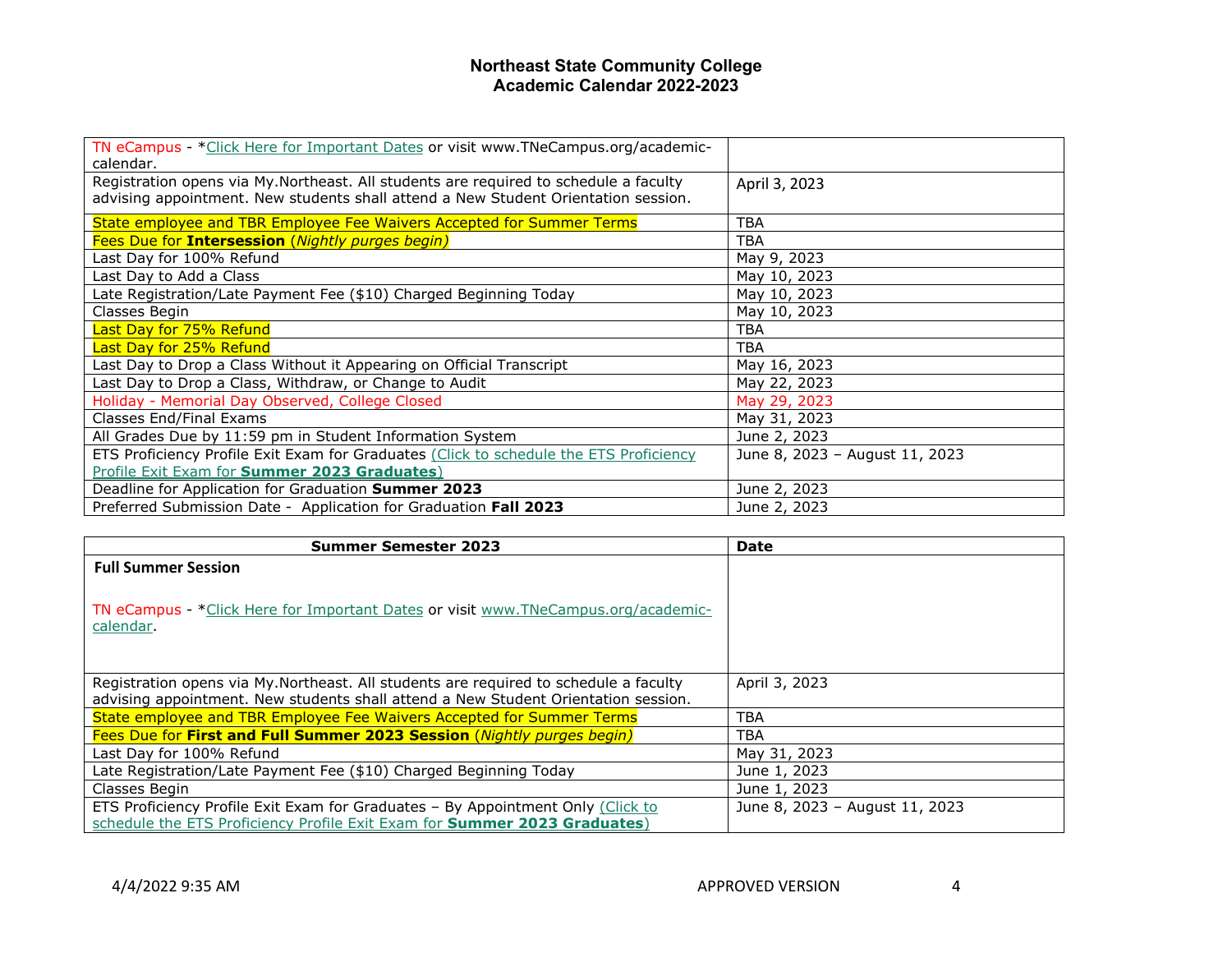# Northeast State Community College
## Academic Calendar 2022-2023

| | |
|---|---|
| TN eCampus - *Click Here for Important Dates or visit www.TNeCampus.org/academic-calendar. | |
| Registration opens via My.Northeast. All students are required to schedule a faculty advising appointment. New students shall attend a New Student Orientation session. | April 3, 2023 |
| State employee and TBR Employee Fee Waivers Accepted for Summer Terms | TBA |
| Fees Due for **Intersession** (*Nightly purges begin)* | TBA |
| Last Day for 100% Refund | May 9, 2023 |
| Last Day to Add a Class | May 10, 2023 |
| Late Registration/Late Payment Fee ($10) Charged Beginning Today | May 10, 2023 |
| Classes Begin | May 10, 2023 |
| Last Day for 75% Refund | TBA |
| Last Day for 25% Refund | TBA |
| Last Day to Drop a Class Without it Appearing on Official Transcript | May 16, 2023 |
| Last Day to Drop a Class, Withdraw, or Change to Audit | May 22, 2023 |
| Holiday - Memorial Day Observed, College Closed | May 29, 2023 |
| Classes End/Final Exams | May 31, 2023 |
| All Grades Due by 11:59 pm in Student Information System | June 2, 2023 |
| ETS Proficiency Profile Exit Exam for Graduates (Click to schedule the ETS Proficiency Profile Exit Exam for **Summer 2023 Graduates**) | June 8, 2023 – August 11, 2023 |
| Deadline for Application for Graduation **Summer 2023** | June 2, 2023 |
| Preferred Submission Date - Application for Graduation **Fall 2023** | June 2, 2023 |

| Summer Semester 2023 | Date |
|---|---|
| **Full Summer Session**<br><br>TN eCampus - *Click Here for Important Dates or visit www.TNeCampus.org/academic-calendar. | |
| Registration opens via My.Northeast. All students are required to schedule a faculty advising appointment. New students shall attend a New Student Orientation session. | April 3, 2023 |
| State employee and TBR Employee Fee Waivers Accepted for Summer Terms | TBA |
| Fees Due for **First and Full Summer 2023 Session** (*Nightly purges begin)* | TBA |
| Last Day for 100% Refund | May 31, 2023 |
| Late Registration/Late Payment Fee ($10) Charged Beginning Today | June 1, 2023 |
| Classes Begin | June 1, 2023 |
| ETS Proficiency Profile Exit Exam for Graduates – By Appointment Only (Click to schedule the ETS Proficiency Profile Exit Exam for **Summer 2023 Graduates**) | June 8, 2023 – August 11, 2023 |

4/4/2022 9:35 AM APPROVED VERSION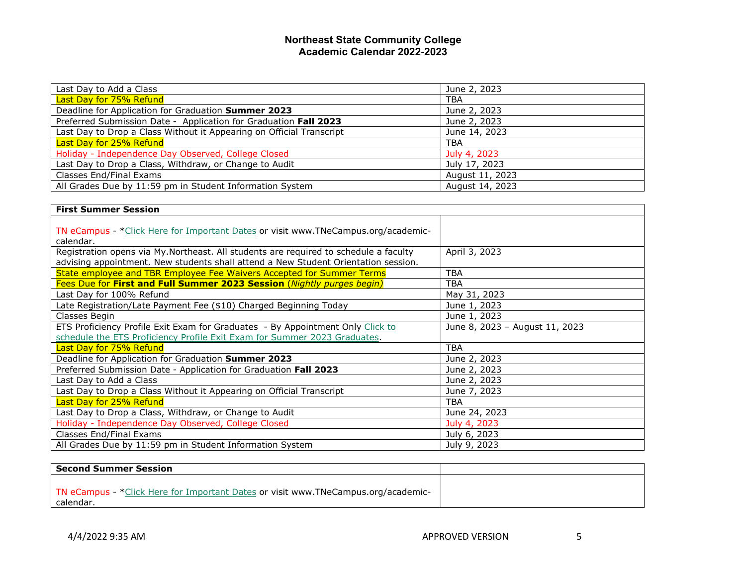# Northeast State Community College
## Academic Calendar 2022-2023

| | |
|---|---|
| Last Day to Add a Class | June 2, 2023 |
| Last Day for 75% Refund | TBA |
| Deadline for Application for Graduation **Summer 2023** | June 2, 2023 |
| Preferred Submission Date - Application for Graduation **Fall 2023** | June 2, 2023 |
| Last Day to Drop a Class Without it Appearing on Official Transcript | June 14, 2023 |
| Last Day for 25% Refund | TBA |
| Holiday - Independence Day Observed, College Closed | July 4, 2023 |
| Last Day to Drop a Class, Withdraw, or Change to Audit | July 17, 2023 |
| Classes End/Final Exams | August 11, 2023 |
| All Grades Due by 11:59 pm in Student Information System | August 14, 2023 |

| **First Summer Session** | |
|---|---|
| TN eCampus - *Click Here for Important Dates or visit www.TNeCampus.org/academic-calendar. | |
| Registration opens via My.Northeast. All students are required to schedule a faculty advising appointment. New students shall attend a New Student Orientation session. | April 3, 2023 |
| State employee and TBR Employee Fee Waivers Accepted for Summer Terms | TBA |
| Fees Due for **First and Full Summer 2023 Session** (*Nightly purges begin)* | TBA |
| Last Day for 100% Refund | May 31, 2023 |
| Late Registration/Late Payment Fee ($10) Charged Beginning Today | June 1, 2023 |
| Classes Begin | June 1, 2023 |
| ETS Proficiency Profile Exit Exam for Graduates - By Appointment Only Click to schedule the ETS Proficiency Profile Exit Exam for Summer 2023 Graduates. | June 8, 2023 – August 11, 2023 |
| Last Day for 75% Refund | TBA |
| Deadline for Application for Graduation **Summer 2023** | June 2, 2023 |
| Preferred Submission Date - Application for Graduation **Fall 2023** | June 2, 2023 |
| Last Day to Add a Class | June 2, 2023 |
| Last Day to Drop a Class Without it Appearing on Official Transcript | June 7, 2023 |
| Last Day for 25% Refund | TBA |
| Last Day to Drop a Class, Withdraw, or Change to Audit | June 24, 2023 |
| Holiday - Independence Day Observed, College Closed | July 4, 2023 |
| Classes End/Final Exams | July 6, 2023 |
| All Grades Due by 11:59 pm in Student Information System | July 9, 2023 |

| **Second Summer Session** | |
|---|---|
| TN eCampus - *Click Here for Important Dates or visit www.TNeCampus.org/academic-calendar. | |

4/4/2022 9:35 AM APPROVED VERSION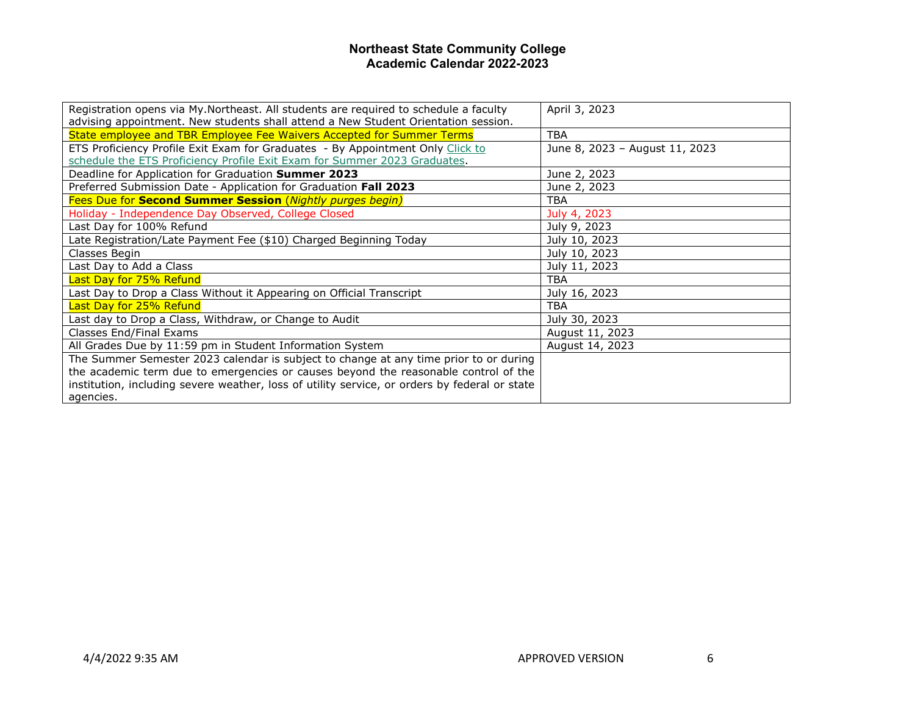**Northeast State Community College**
**Academic Calendar 2022-2023**

| | |
|---|---|
| Registration opens via My.Northeast. All students are required to schedule a faculty advising appointment. New students shall attend a New Student Orientation session. | April 3, 2023 |
| State employee and TBR Employee Fee Waivers Accepted for Summer Terms | TBA |
| ETS Proficiency Profile Exit Exam for Graduates - By Appointment Only Click to schedule the ETS Proficiency Profile Exit Exam for Summer 2023 Graduates. | June 8, 2023 – August 11, 2023 |
| Deadline for Application for Graduation **Summer 2023** | June 2, 2023 |
| Preferred Submission Date - Application for Graduation **Fall 2023** | June 2, 2023 |
| Fees Due for **Second Summer Session** (*Nightly purges begin)* | TBA |
| Holiday - Independence Day Observed, College Closed | July 4, 2023 |
| Last Day for 100% Refund | July 9, 2023 |
| Late Registration/Late Payment Fee ($10) Charged Beginning Today | July 10, 2023 |
| Classes Begin | July 10, 2023 |
| Last Day to Add a Class | July 11, 2023 |
| Last Day for 75% Refund | TBA |
| Last Day to Drop a Class Without it Appearing on Official Transcript | July 16, 2023 |
| Last Day for 25% Refund | TBA |
| Last day to Drop a Class, Withdraw, or Change to Audit | July 30, 2023 |
| Classes End/Final Exams | August 11, 2023 |
| All Grades Due by 11:59 pm in Student Information System | August 14, 2023 |
| The Summer Semester 2023 calendar is subject to change at any time prior to or during the academic term due to emergencies or causes beyond the reasonable control of the institution, including severe weather, loss of utility service, or orders by federal or state agencies. | |

4/4/2022 9:35 AM APPROVED VERSION